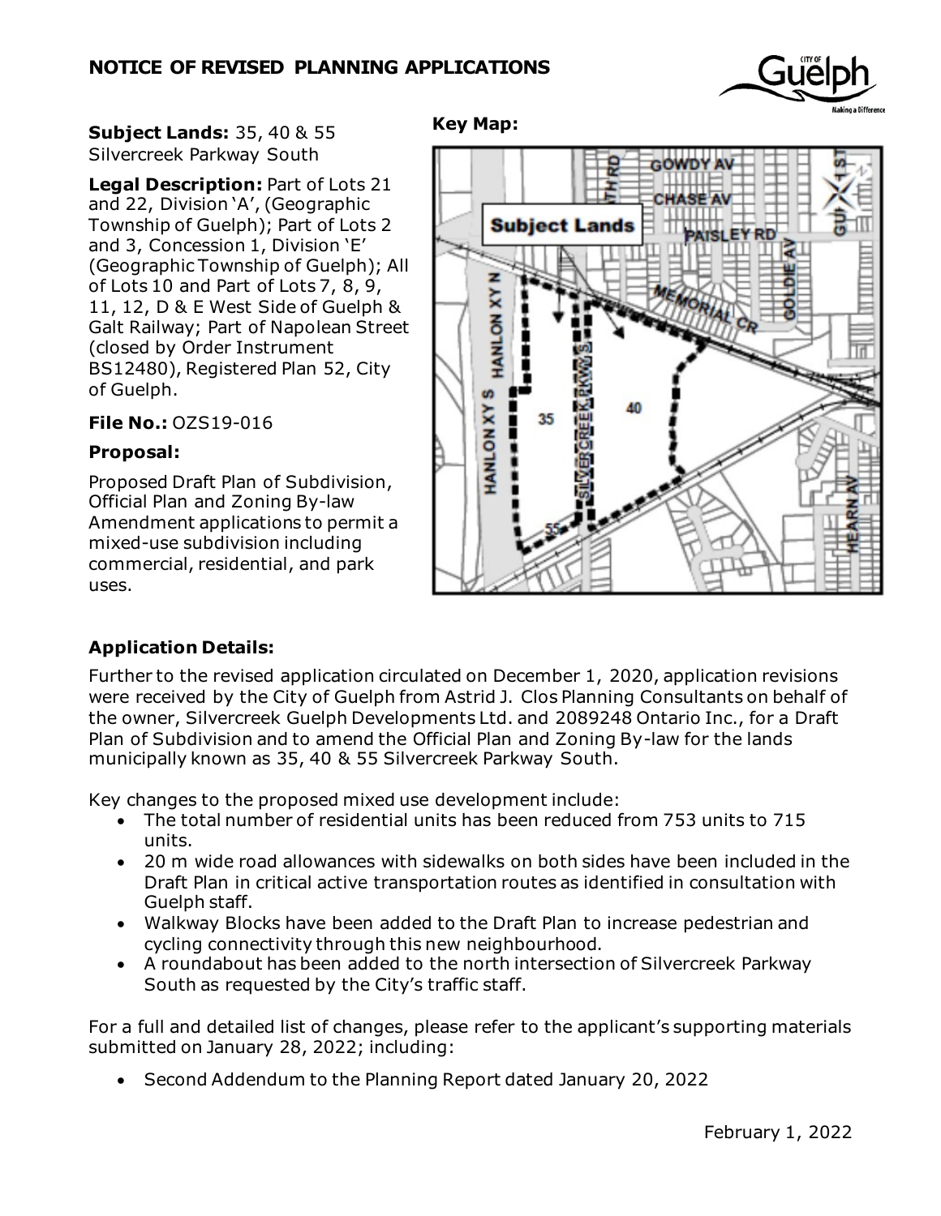# NOTICE OF REVISED PLANNING APPLICATIONS

**Subject Lands:** 35, 40 & 55 Silvercreek Parkway South

**Legal Description:** Part of Lots 21 and 22, Division 'A', (Geographic Township of Guelph); Part of Lots 2 and 3, Concession 1, Division 'E' (Geographic Township of Guelph); All of Lots 10 and Part of Lots 7, 8, 9, 11, 12, D & E West Side of Guelph & Galt Railway; Part of Napolean Street (closed by Order Instrument BS12480), Registered Plan 52, City of Guelph.

**File No.:** OZS19-016

**Proposal:**

Proposed Draft Plan of Subdivision, Official Plan and Zoning By-law Amendment applications to permit a mixed-use subdivision including commercial, residential, and park uses.

**Key Map:**

## Application Details:

Further to the revised application circulated on December 1, 2020, application revisions were received by the City of Guelph from Astrid J. Clos Planning Consultants on behalf of the owner, Silvercreek Guelph Developments Ltd. and 2089248 Ontario Inc., for a Draft Plan of Subdivision and to amend the Official Plan and Zoning By-law for the lands municipally known as 35, 40 & 55 Silvercreek Parkway South.

Key changes to the proposed mixed use development include:

- The total number of residential units has been reduced from 753 units to 715 units.
- 20 m wide road allowances with sidewalks on both sides have been included in the Draft Plan in critical active transportation routes as identified in consultation with Guelph staff.
- Walkway Blocks have been added to the Draft Plan to increase pedestrian and cycling connectivity through this new neighbourhood.
- A roundabout has been added to the north intersection of Silvercreek Parkway South as requested by the City's traffic staff.

For a full and detailed list of changes, please refer to the applicant's supporting materials submitted on January 28, 2022; including:

- Second Addendum to the Planning Report dated January 20, 2022

February 1, 2022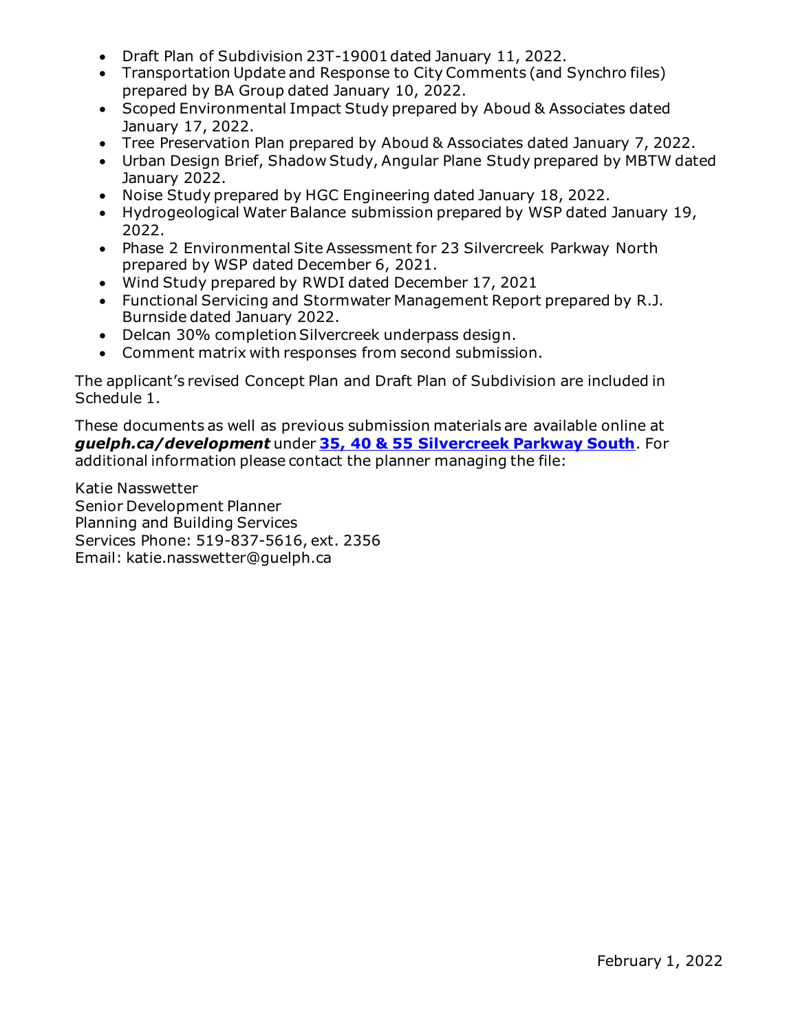- Draft Plan of Subdivision 23T-19001 dated January 11, 2022.
- Transportation Update and Response to City Comments (and Synchro files) prepared by BA Group dated January 10, 2022.
- Scoped Environmental Impact Study prepared by Aboud & Associates dated January 17, 2022.
- Tree Preservation Plan prepared by Aboud & Associates dated January 7, 2022.
- Urban Design Brief, Shadow Study, Angular Plane Study prepared by MBTW dated January 2022.
- Noise Study prepared by HGC Engineering dated January 18, 2022.
- Hydrogeological Water Balance submission prepared by WSP dated January 19, 2022.
- Phase 2 Environmental Site Assessment for 23 Silvercreek Parkway North prepared by WSP dated December 6, 2021.
- Wind Study prepared by RWDI dated December 17, 2021
- Functional Servicing and Stormwater Management Report prepared by R.J. Burnside dated January 2022.
- Delcan 30% completion Silvercreek underpass design.
- Comment matrix with responses from second submission.

The applicant's revised Concept Plan and Draft Plan of Subdivision are included in Schedule 1.

These documents as well as previous submission materials are available online at ***guelph.ca/development*** under **35, 40 & 55 Silvercreek Parkway South**. For additional information please contact the planner managing the file:

Katie Nasswetter
Senior Development Planner
Planning and Building Services
Services Phone: 519-837-5616, ext. 2356
Email: katie.nasswetter@guelph.ca

February 1, 2022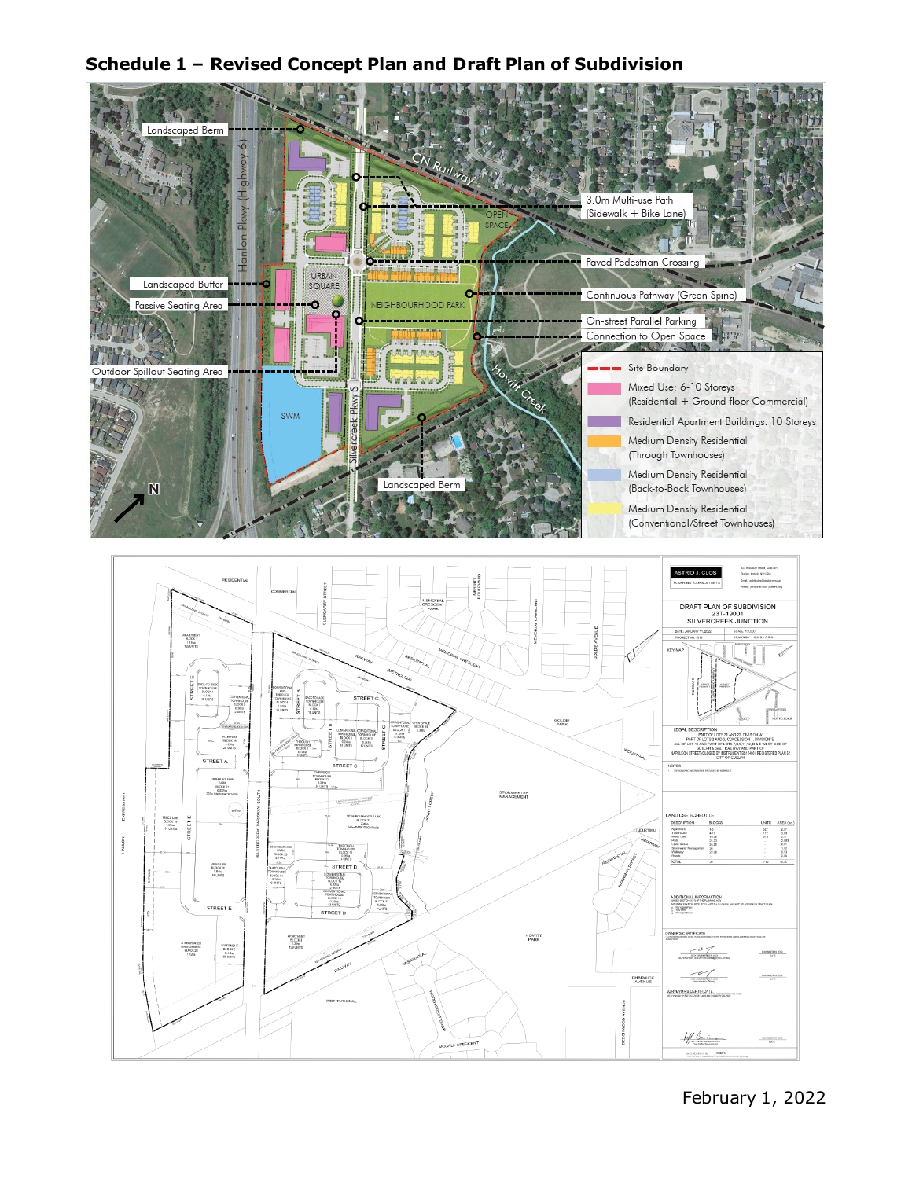## Schedule 1 – Revised Concept Plan and Draft Plan of Subdivision

Landscaped Berm

3.0m Multi-use Path (Sidewalk + Bike Lane)

Paved Pedestrian Crossing

Landscaped Buffer

Passive Seating Area

Continuous Pathway (Green Spine)

On-street Parallel Parking

Connection to Open Space

Outdoor Spillout Seating Area

Landscaped Berm

Site Boundary

Mixed Use: 6-10 Storeys (Residential + Ground floor Commercial)

Residential Apartment Buildings: 10 Storeys

Medium Density Residential (Through Townhouses)

Medium Density Residential (Back-to-Back Townhouses)

Medium Density Residential (Conventional/Street Townhouses)

DRAFT PLAN OF SUBDIVISION
23T-19001
SILVERCREEK JUNCTION

February 1, 2022